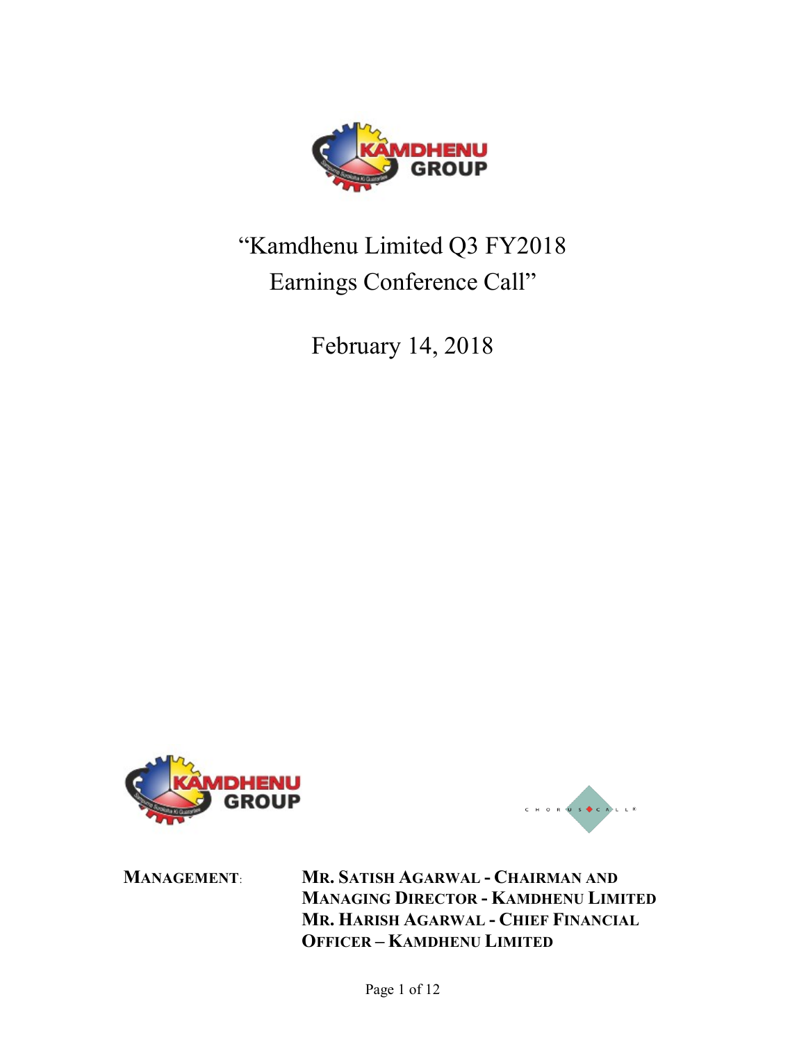# "Kamdhenu Limited Q3 FY2018 Earnings Conference Call"

February 14, 2018

**MANAGEMENT:** **MR. SATISH AGARWAL - CHAIRMAN AND MANAGING DIRECTOR - KAMDHENU LIMITED**
**MR. HARISH AGARWAL - CHIEF FINANCIAL OFFICER – KAMDHENU LIMITED**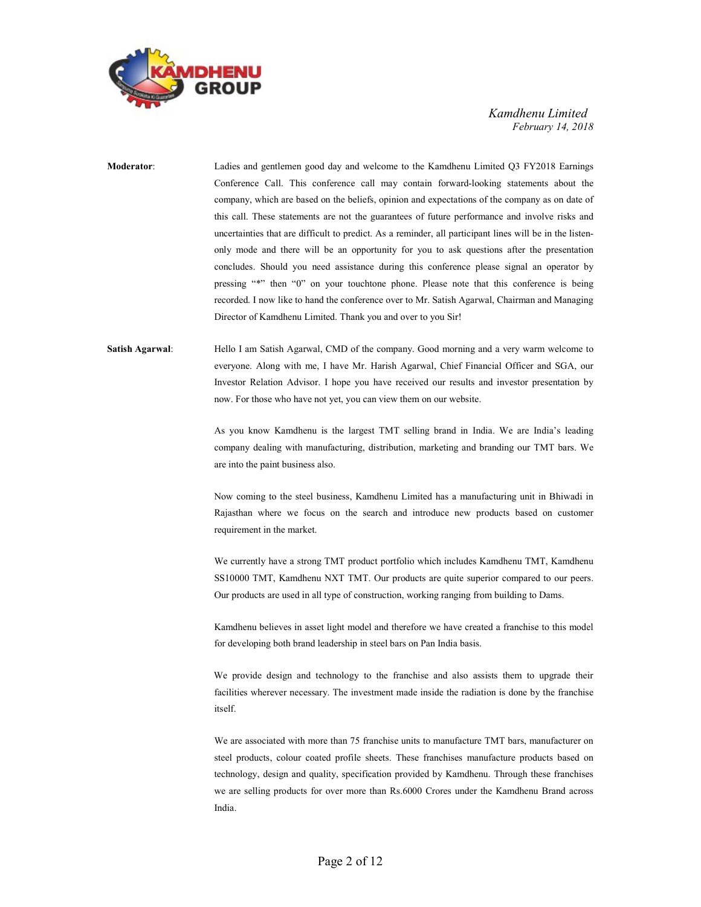**Moderator**: Ladies and gentlemen good day and welcome to the Kamdhenu Limited Q3 FY2018 Earnings Conference Call. This conference call may contain forward-looking statements about the company, which are based on the beliefs, opinion and expectations of the company as on date of this call. These statements are not the guarantees of future performance and involve risks and uncertainties that are difficult to predict. As a reminder, all participant lines will be in the listen-only mode and there will be an opportunity for you to ask questions after the presentation concludes. Should you need assistance during this conference please signal an operator by pressing "*" then "0" on your touchtone phone. Please note that this conference is being recorded. I now like to hand the conference over to Mr. Satish Agarwal, Chairman and Managing Director of Kamdhenu Limited. Thank you and over to you Sir!

**Satish Agarwal**: Hello I am Satish Agarwal, CMD of the company. Good morning and a very warm welcome to everyone. Along with me, I have Mr. Harish Agarwal, Chief Financial Officer and SGA, our Investor Relation Advisor. I hope you have received our results and investor presentation by now. For those who have not yet, you can view them on our website.

As you know Kamdhenu is the largest TMT selling brand in India. We are India's leading company dealing with manufacturing, distribution, marketing and branding our TMT bars. We are into the paint business also.

Now coming to the steel business, Kamdhenu Limited has a manufacturing unit in Bhiwadi in Rajasthan where we focus on the search and introduce new products based on customer requirement in the market.

We currently have a strong TMT product portfolio which includes Kamdhenu TMT, Kamdhenu SS10000 TMT, Kamdhenu NXT TMT. Our products are quite superior compared to our peers. Our products are used in all type of construction, working ranging from building to Dams.

Kamdhenu believes in asset light model and therefore we have created a franchise to this model for developing both brand leadership in steel bars on Pan India basis.

We provide design and technology to the franchise and also assists them to upgrade their facilities wherever necessary. The investment made inside the radiation is done by the franchise itself.

We are associated with more than 75 franchise units to manufacture TMT bars, manufacturer on steel products, colour coated profile sheets. These franchises manufacture products based on technology, design and quality, specification provided by Kamdhenu. Through these franchises we are selling products for over more than Rs.6000 Crores under the Kamdhenu Brand across India.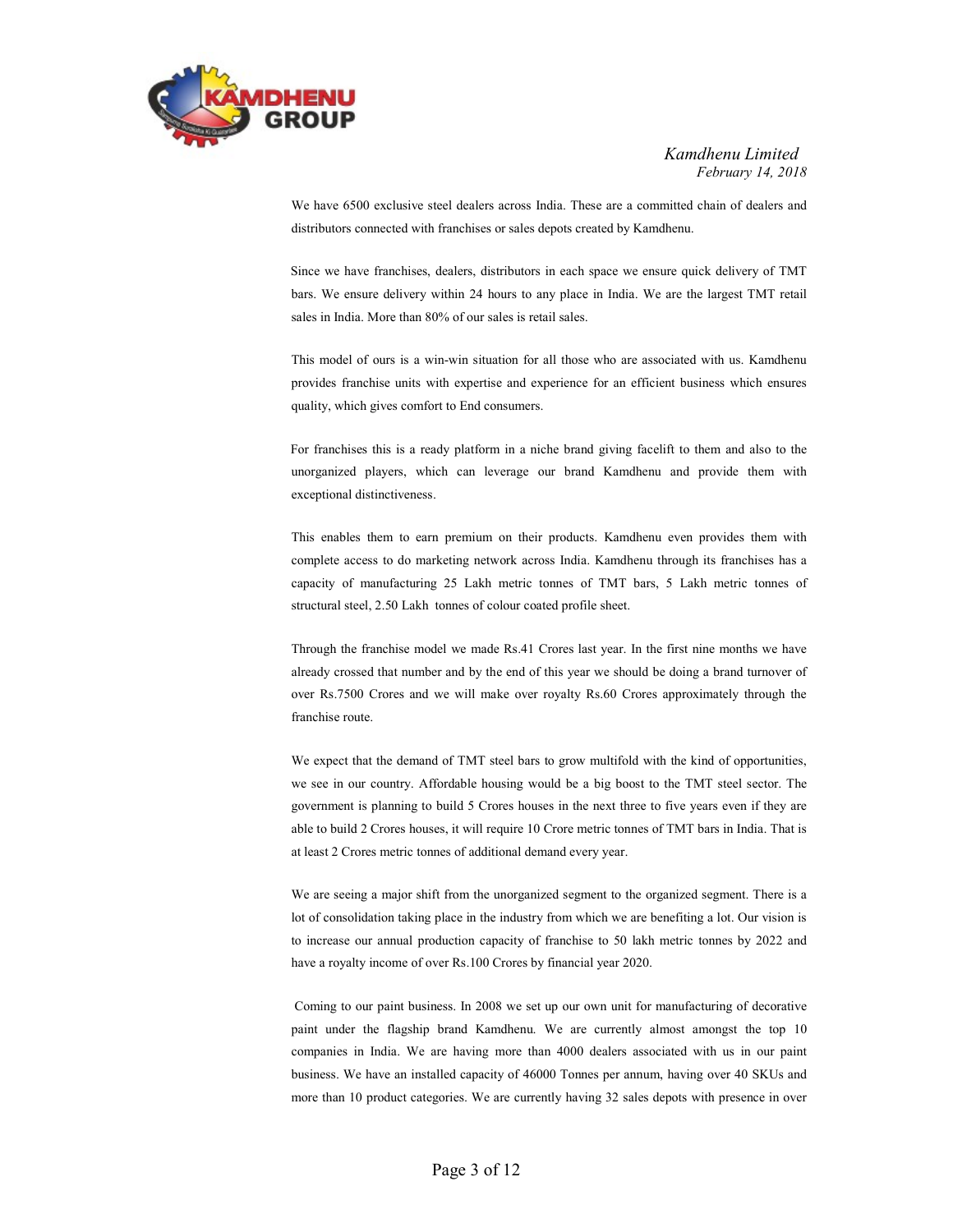We have 6500 exclusive steel dealers across India. These are a committed chain of dealers and distributors connected with franchises or sales depots created by Kamdhenu.

Since we have franchises, dealers, distributors in each space we ensure quick delivery of TMT bars. We ensure delivery within 24 hours to any place in India. We are the largest TMT retail sales in India. More than 80% of our sales is retail sales.

This model of ours is a win-win situation for all those who are associated with us. Kamdhenu provides franchise units with expertise and experience for an efficient business which ensures quality, which gives comfort to End consumers.

For franchises this is a ready platform in a niche brand giving facelift to them and also to the unorganized players, which can leverage our brand Kamdhenu and provide them with exceptional distinctiveness.

This enables them to earn premium on their products. Kamdhenu even provides them with complete access to do marketing network across India. Kamdhenu through its franchises has a capacity of manufacturing 25 Lakh metric tonnes of TMT bars, 5 Lakh metric tonnes of structural steel, 2.50 Lakh tonnes of colour coated profile sheet.

Through the franchise model we made Rs.41 Crores last year. In the first nine months we have already crossed that number and by the end of this year we should be doing a brand turnover of over Rs.7500 Crores and we will make over royalty Rs.60 Crores approximately through the franchise route.

We expect that the demand of TMT steel bars to grow multifold with the kind of opportunities, we see in our country. Affordable housing would be a big boost to the TMT steel sector. The government is planning to build 5 Crores houses in the next three to five years even if they are able to build 2 Crores houses, it will require 10 Crore metric tonnes of TMT bars in India. That is at least 2 Crores metric tonnes of additional demand every year.

We are seeing a major shift from the unorganized segment to the organized segment. There is a lot of consolidation taking place in the industry from which we are benefiting a lot. Our vision is to increase our annual production capacity of franchise to 50 lakh metric tonnes by 2022 and have a royalty income of over Rs.100 Crores by financial year 2020.

Coming to our paint business. In 2008 we set up our own unit for manufacturing of decorative paint under the flagship brand Kamdhenu. We are currently almost amongst the top 10 companies in India. We are having more than 4000 dealers associated with us in our paint business. We have an installed capacity of 46000 Tonnes per annum, having over 40 SKUs and more than 10 product categories. We are currently having 32 sales depots with presence in over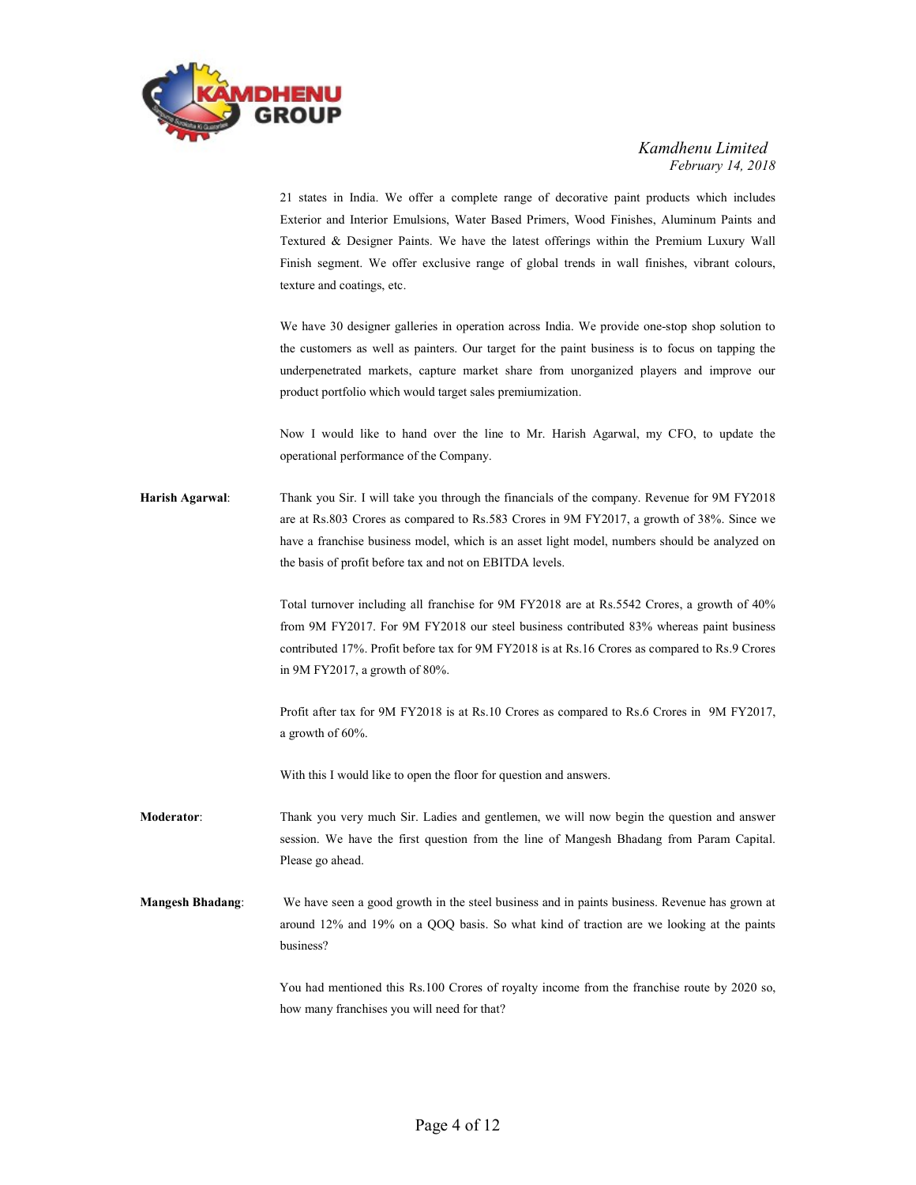21 states in India. We offer a complete range of decorative paint products which includes Exterior and Interior Emulsions, Water Based Primers, Wood Finishes, Aluminum Paints and Textured & Designer Paints. We have the latest offerings within the Premium Luxury Wall Finish segment. We offer exclusive range of global trends in wall finishes, vibrant colours, texture and coatings, etc.

We have 30 designer galleries in operation across India. We provide one-stop shop solution to the customers as well as painters. Our target for the paint business is to focus on tapping the underpenetrated markets, capture market share from unorganized players and improve our product portfolio which would target sales premiumization.

Now I would like to hand over the line to Mr. Harish Agarwal, my CFO, to update the operational performance of the Company.

**Harish Agarwal**: Thank you Sir. I will take you through the financials of the company. Revenue for 9M FY2018 are at Rs.803 Crores as compared to Rs.583 Crores in 9M FY2017, a growth of 38%. Since we have a franchise business model, which is an asset light model, numbers should be analyzed on the basis of profit before tax and not on EBITDA levels.

Total turnover including all franchise for 9M FY2018 are at Rs.5542 Crores, a growth of 40% from 9M FY2017. For 9M FY2018 our steel business contributed 83% whereas paint business contributed 17%. Profit before tax for 9M FY2018 is at Rs.16 Crores as compared to Rs.9 Crores in 9M FY2017, a growth of 80%.

Profit after tax for 9M FY2018 is at Rs.10 Crores as compared to Rs.6 Crores in 9M FY2017, a growth of 60%.

With this I would like to open the floor for question and answers.

**Moderator**: Thank you very much Sir. Ladies and gentlemen, we will now begin the question and answer session. We have the first question from the line of Mangesh Bhadang from Param Capital. Please go ahead.

**Mangesh Bhadang**: We have seen a good growth in the steel business and in paints business. Revenue has grown at around 12% and 19% on a QOQ basis. So what kind of traction are we looking at the paints business?

You had mentioned this Rs.100 Crores of royalty income from the franchise route by 2020 so, how many franchises you will need for that?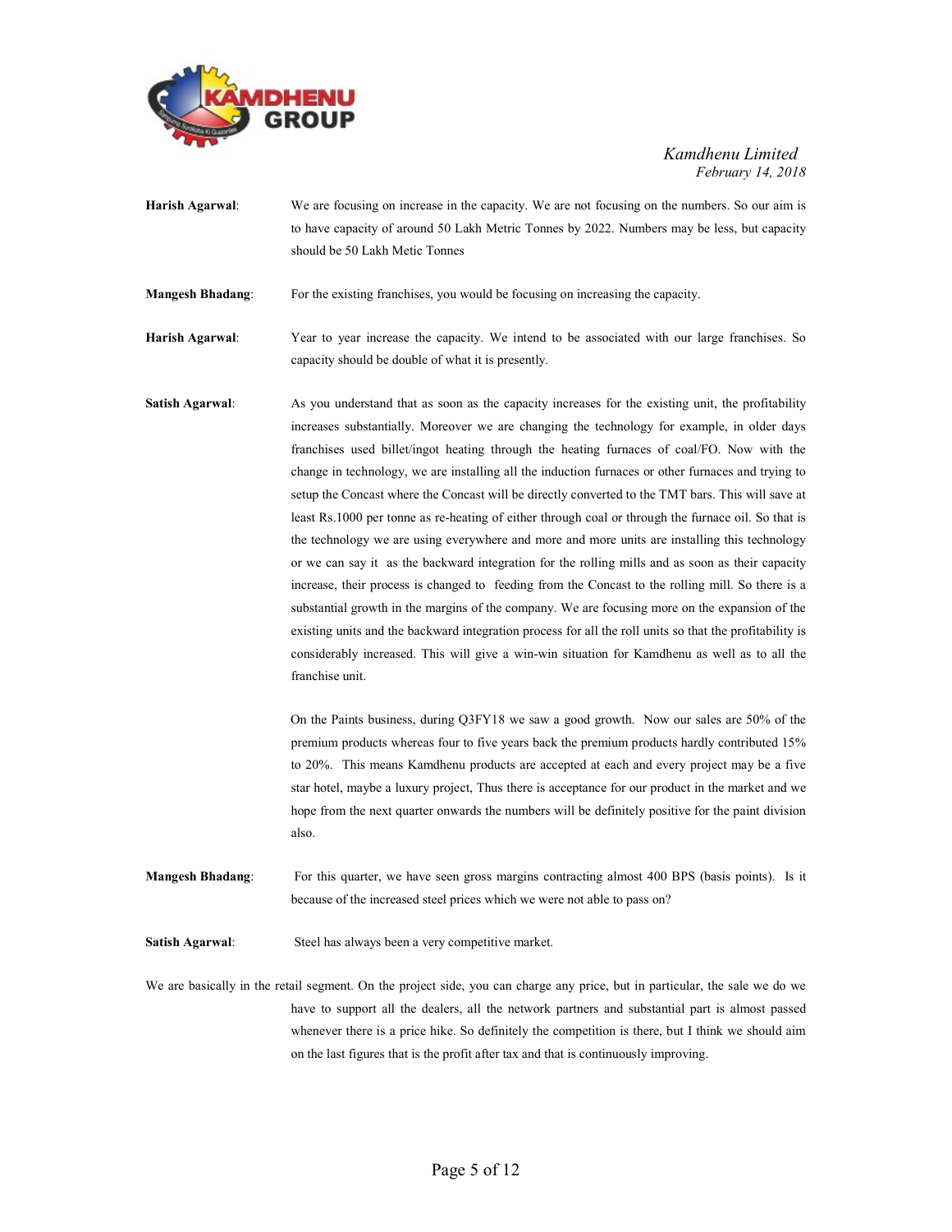**Harish Agarwal**: We are focusing on increase in the capacity. We are not focusing on the numbers. So our aim is to have capacity of around 50 Lakh Metric Tonnes by 2022. Numbers may be less, but capacity should be 50 Lakh Metic Tonnes

**Mangesh Bhadang**: For the existing franchises, you would be focusing on increasing the capacity.

**Harish Agarwal**: Year to year increase the capacity. We intend to be associated with our large franchises. So capacity should be double of what it is presently.

**Satish Agarwal**: As you understand that as soon as the capacity increases for the existing unit, the profitability increases substantially. Moreover we are changing the technology for example, in older days franchises used billet/ingot heating through the heating furnaces of coal/FO. Now with the change in technology, we are installing all the induction furnaces or other furnaces and trying to setup the Concast where the Concast will be directly converted to the TMT bars. This will save at least Rs.1000 per tonne as re-heating of either through coal or through the furnace oil. So that is the technology we are using everywhere and more and more units are installing this technology or we can say it as the backward integration for the rolling mills and as soon as their capacity increase, their process is changed to feeding from the Concast to the rolling mill. So there is a substantial growth in the margins of the company. We are focusing more on the expansion of the existing units and the backward integration process for all the roll units so that the profitability is considerably increased. This will give a win-win situation for Kamdhenu as well as to all the franchise unit.

On the Paints business, during Q3FY18 we saw a good growth. Now our sales are 50% of the premium products whereas four to five years back the premium products hardly contributed 15% to 20%. This means Kamdhenu products are accepted at each and every project may be a five star hotel, maybe a luxury project, Thus there is acceptance for our product in the market and we hope from the next quarter onwards the numbers will be definitely positive for the paint division also.

**Mangesh Bhadang**: For this quarter, we have seen gross margins contracting almost 400 BPS (basis points). Is it because of the increased steel prices which we were not able to pass on?

**Satish Agarwal**: Steel has always been a very competitive market.

We are basically in the retail segment. On the project side, you can charge any price, but in particular, the sale we do we have to support all the dealers, all the network partners and substantial part is almost passed whenever there is a price hike. So definitely the competition is there, but I think we should aim on the last figures that is the profit after tax and that is continuously improving.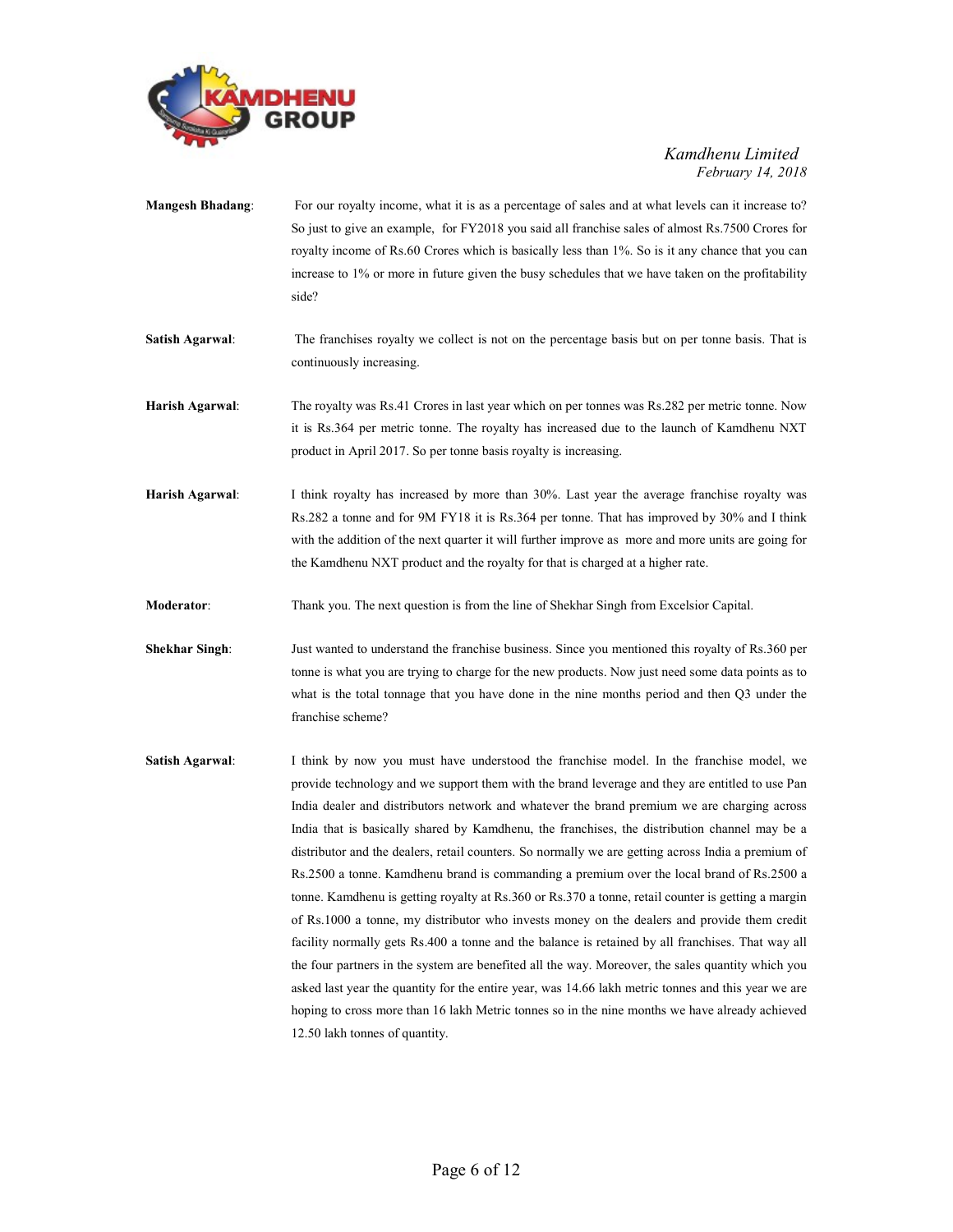**Mangesh Bhadang**: For our royalty income, what it is as a percentage of sales and at what levels can it increase to? So just to give an example, for FY2018 you said all franchise sales of almost Rs.7500 Crores for royalty income of Rs.60 Crores which is basically less than 1%. So is it any chance that you can increase to 1% or more in future given the busy schedules that we have taken on the profitability side?

**Satish Agarwal**: The franchises royalty we collect is not on the percentage basis but on per tonne basis. That is continuously increasing.

**Harish Agarwal**: The royalty was Rs.41 Crores in last year which on per tonnes was Rs.282 per metric tonne. Now it is Rs.364 per metric tonne. The royalty has increased due to the launch of Kamdhenu NXT product in April 2017. So per tonne basis royalty is increasing.

**Harish Agarwal**: I think royalty has increased by more than 30%. Last year the average franchise royalty was Rs.282 a tonne and for 9M FY18 it is Rs.364 per tonne. That has improved by 30% and I think with the addition of the next quarter it will further improve as more and more units are going for the Kamdhenu NXT product and the royalty for that is charged at a higher rate.

**Moderator**: Thank you. The next question is from the line of Shekhar Singh from Excelsior Capital.

**Shekhar Singh**: Just wanted to understand the franchise business. Since you mentioned this royalty of Rs.360 per tonne is what you are trying to charge for the new products. Now just need some data points as to what is the total tonnage that you have done in the nine months period and then Q3 under the franchise scheme?

**Satish Agarwal**: I think by now you must have understood the franchise model. In the franchise model, we provide technology and we support them with the brand leverage and they are entitled to use Pan India dealer and distributors network and whatever the brand premium we are charging across India that is basically shared by Kamdhenu, the franchises, the distribution channel may be a distributor and the dealers, retail counters. So normally we are getting across India a premium of Rs.2500 a tonne. Kamdhenu brand is commanding a premium over the local brand of Rs.2500 a tonne. Kamdhenu is getting royalty at Rs.360 or Rs.370 a tonne, retail counter is getting a margin of Rs.1000 a tonne, my distributor who invests money on the dealers and provide them credit facility normally gets Rs.400 a tonne and the balance is retained by all franchises. That way all the four partners in the system are benefited all the way. Moreover, the sales quantity which you asked last year the quantity for the entire year, was 14.66 lakh metric tonnes and this year we are hoping to cross more than 16 lakh Metric tonnes so in the nine months we have already achieved 12.50 lakh tonnes of quantity.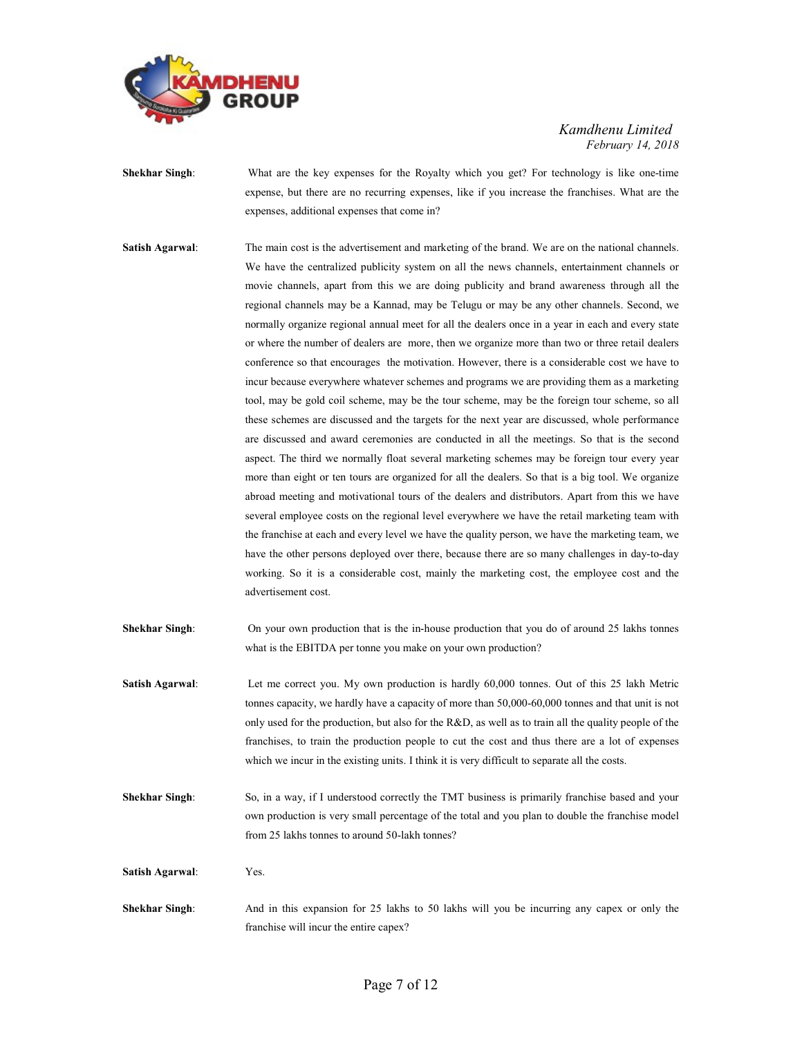**Shekhar Singh**: What are the key expenses for the Royalty which you get? For technology is like one-time expense, but there are no recurring expenses, like if you increase the franchises. What are the expenses, additional expenses that come in?

**Satish Agarwal**: The main cost is the advertisement and marketing of the brand. We are on the national channels. We have the centralized publicity system on all the news channels, entertainment channels or movie channels, apart from this we are doing publicity and brand awareness through all the regional channels may be a Kannad, may be Telugu or may be any other channels. Second, we normally organize regional annual meet for all the dealers once in a year in each and every state or where the number of dealers are more, then we organize more than two or three retail dealers conference so that encourages the motivation. However, there is a considerable cost we have to incur because everywhere whatever schemes and programs we are providing them as a marketing tool, may be gold coil scheme, may be the tour scheme, may be the foreign tour scheme, so all these schemes are discussed and the targets for the next year are discussed, whole performance are discussed and award ceremonies are conducted in all the meetings. So that is the second aspect. The third we normally float several marketing schemes may be foreign tour every year more than eight or ten tours are organized for all the dealers. So that is a big tool. We organize abroad meeting and motivational tours of the dealers and distributors. Apart from this we have several employee costs on the regional level everywhere we have the retail marketing team with the franchise at each and every level we have the quality person, we have the marketing team, we have the other persons deployed over there, because there are so many challenges in day-to-day working. So it is a considerable cost, mainly the marketing cost, the employee cost and the advertisement cost.

**Shekhar Singh**: On your own production that is the in-house production that you do of around 25 lakhs tonnes what is the EBITDA per tonne you make on your own production?

**Satish Agarwal**: Let me correct you. My own production is hardly 60,000 tonnes. Out of this 25 lakh Metric tonnes capacity, we hardly have a capacity of more than 50,000-60,000 tonnes and that unit is not only used for the production, but also for the R&D, as well as to train all the quality people of the franchises, to train the production people to cut the cost and thus there are a lot of expenses which we incur in the existing units. I think it is very difficult to separate all the costs.

**Shekhar Singh**: So, in a way, if I understood correctly the TMT business is primarily franchise based and your own production is very small percentage of the total and you plan to double the franchise model from 25 lakhs tonnes to around 50-lakh tonnes?

**Satish Agarwal**: Yes.

**Shekhar Singh**: And in this expansion for 25 lakhs to 50 lakhs will you be incurring any capex or only the franchise will incur the entire capex?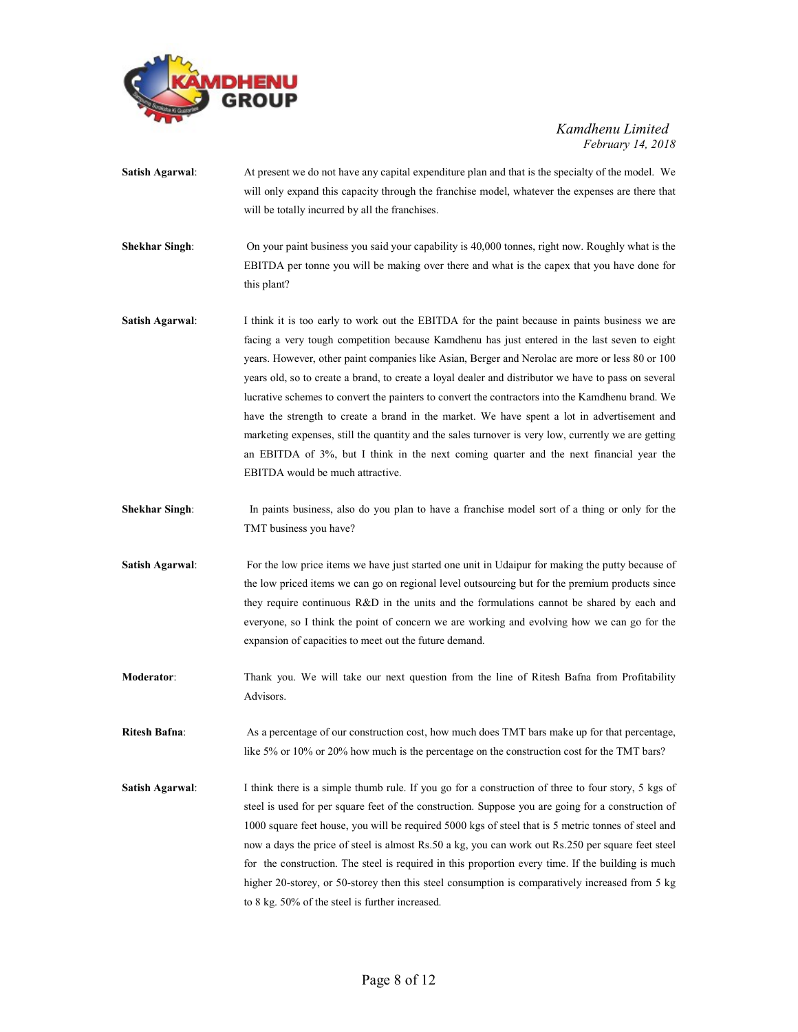**Satish Agarwal**: At present we do not have any capital expenditure plan and that is the specialty of the model. We will only expand this capacity through the franchise model, whatever the expenses are there that will be totally incurred by all the franchises.

**Shekhar Singh**: On your paint business you said your capability is 40,000 tonnes, right now. Roughly what is the EBITDA per tonne you will be making over there and what is the capex that you have done for this plant?

**Satish Agarwal**: I think it is too early to work out the EBITDA for the paint because in paints business we are facing a very tough competition because Kamdhenu has just entered in the last seven to eight years. However, other paint companies like Asian, Berger and Nerolac are more or less 80 or 100 years old, so to create a brand, to create a loyal dealer and distributor we have to pass on several lucrative schemes to convert the painters to convert the contractors into the Kamdhenu brand. We have the strength to create a brand in the market. We have spent a lot in advertisement and marketing expenses, still the quantity and the sales turnover is very low, currently we are getting an EBITDA of 3%, but I think in the next coming quarter and the next financial year the EBITDA would be much attractive.

**Shekhar Singh**: In paints business, also do you plan to have a franchise model sort of a thing or only for the TMT business you have?

**Satish Agarwal**: For the low price items we have just started one unit in Udaipur for making the putty because of the low priced items we can go on regional level outsourcing but for the premium products since they require continuous R&D in the units and the formulations cannot be shared by each and everyone, so I think the point of concern we are working and evolving how we can go for the expansion of capacities to meet out the future demand.

**Moderator**: Thank you. We will take our next question from the line of Ritesh Bafna from Profitability Advisors.

**Ritesh Bafna**: As a percentage of our construction cost, how much does TMT bars make up for that percentage, like 5% or 10% or 20% how much is the percentage on the construction cost for the TMT bars?

**Satish Agarwal**: I think there is a simple thumb rule. If you go for a construction of three to four story, 5 kgs of steel is used for per square feet of the construction. Suppose you are going for a construction of 1000 square feet house, you will be required 5000 kgs of steel that is 5 metric tonnes of steel and now a days the price of steel is almost Rs.50 a kg, you can work out Rs.250 per square feet steel for the construction. The steel is required in this proportion every time. If the building is much higher 20-storey, or 50-storey then this steel consumption is comparatively increased from 5 kg to 8 kg. 50% of the steel is further increased.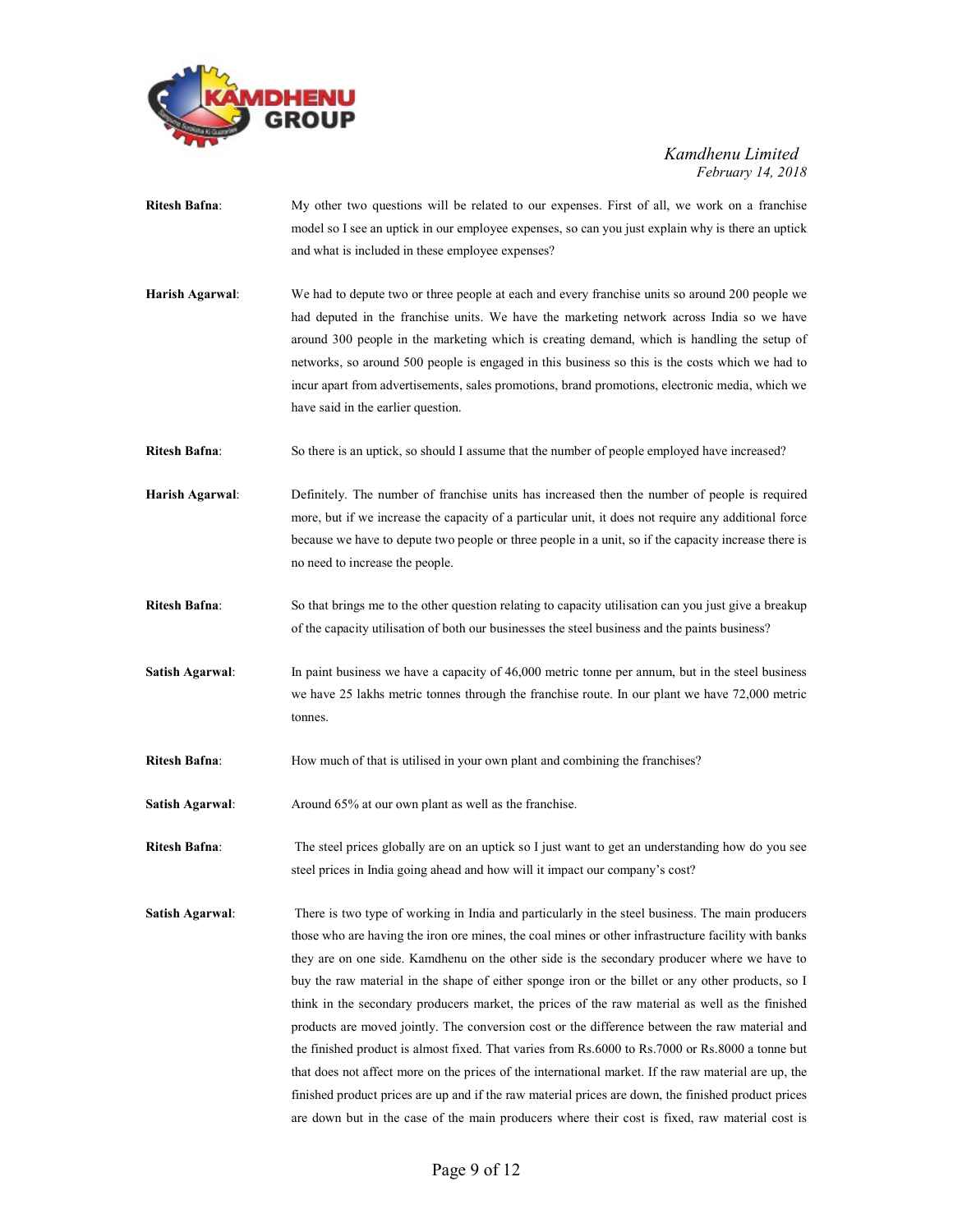**Ritesh Bafna**: My other two questions will be related to our expenses. First of all, we work on a franchise model so I see an uptick in our employee expenses, so can you just explain why is there an uptick and what is included in these employee expenses?

**Harish Agarwal**: We had to depute two or three people at each and every franchise units so around 200 people we had deputed in the franchise units. We have the marketing network across India so we have around 300 people in the marketing which is creating demand, which is handling the setup of networks, so around 500 people is engaged in this business so this is the costs which we had to incur apart from advertisements, sales promotions, brand promotions, electronic media, which we have said in the earlier question.

**Ritesh Bafna**: So there is an uptick, so should I assume that the number of people employed have increased?

**Harish Agarwal**: Definitely. The number of franchise units has increased then the number of people is required more, but if we increase the capacity of a particular unit, it does not require any additional force because we have to depute two people or three people in a unit, so if the capacity increase there is no need to increase the people.

**Ritesh Bafna**: So that brings me to the other question relating to capacity utilisation can you just give a breakup of the capacity utilisation of both our businesses the steel business and the paints business?

**Satish Agarwal**: In paint business we have a capacity of 46,000 metric tonne per annum, but in the steel business we have 25 lakhs metric tonnes through the franchise route. In our plant we have 72,000 metric tonnes.

**Ritesh Bafna**: How much of that is utilised in your own plant and combining the franchises?

**Satish Agarwal**: Around 65% at our own plant as well as the franchise.

**Ritesh Bafna**: The steel prices globally are on an uptick so I just want to get an understanding how do you see steel prices in India going ahead and how will it impact our company's cost?

**Satish Agarwal**: There is two type of working in India and particularly in the steel business. The main producers those who are having the iron ore mines, the coal mines or other infrastructure facility with banks they are on one side. Kamdhenu on the other side is the secondary producer where we have to buy the raw material in the shape of either sponge iron or the billet or any other products, so I think in the secondary producers market, the prices of the raw material as well as the finished products are moved jointly. The conversion cost or the difference between the raw material and the finished product is almost fixed. That varies from Rs.6000 to Rs.7000 or Rs.8000 a tonne but that does not affect more on the prices of the international market. If the raw material are up, the finished product prices are up and if the raw material prices are down, the finished product prices are down but in the case of the main producers where their cost is fixed, raw material cost is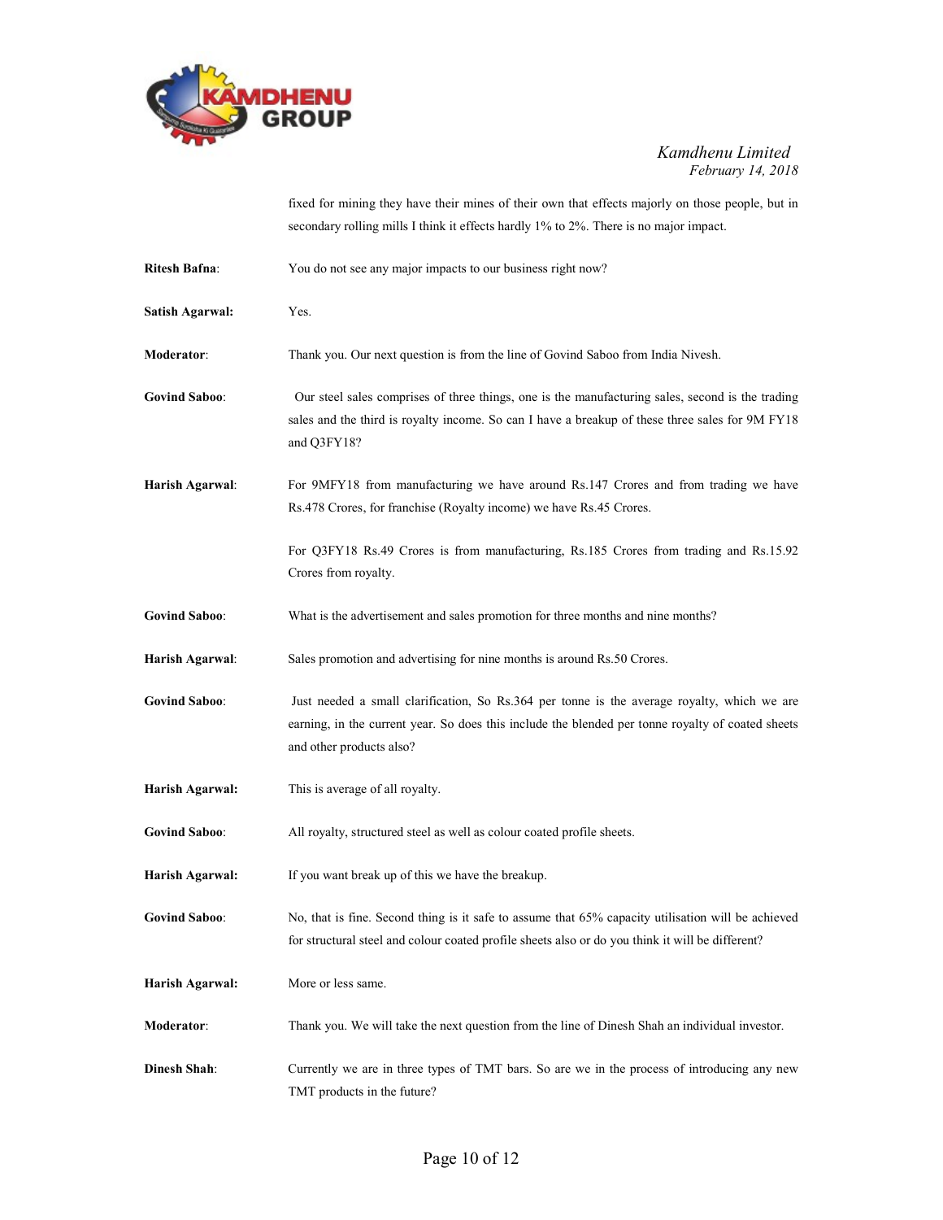fixed for mining they have their mines of their own that effects majorly on those people, but in secondary rolling mills I think it effects hardly 1% to 2%. There is no major impact.

**Ritesh Bafna**: You do not see any major impacts to our business right now?

**Satish Agarwal:** Yes.

**Moderator**: Thank you. Our next question is from the line of Govind Saboo from India Nivesh.

**Govind Saboo**: Our steel sales comprises of three things, one is the manufacturing sales, second is the trading sales and the third is royalty income. So can I have a breakup of these three sales for 9M FY18 and Q3FY18?

**Harish Agarwal**: For 9MFY18 from manufacturing we have around Rs.147 Crores and from trading we have Rs.478 Crores, for franchise (Royalty income) we have Rs.45 Crores.

For Q3FY18 Rs.49 Crores is from manufacturing, Rs.185 Crores from trading and Rs.15.92 Crores from royalty.

**Govind Saboo**: What is the advertisement and sales promotion for three months and nine months?

**Harish Agarwal**: Sales promotion and advertising for nine months is around Rs.50 Crores.

**Govind Saboo**: Just needed a small clarification, So Rs.364 per tonne is the average royalty, which we are earning, in the current year. So does this include the blended per tonne royalty of coated sheets and other products also?

**Harish Agarwal:** This is average of all royalty.

**Govind Saboo**: All royalty, structured steel as well as colour coated profile sheets.

**Harish Agarwal:** If you want break up of this we have the breakup.

**Govind Saboo**: No, that is fine. Second thing is it safe to assume that 65% capacity utilisation will be achieved for structural steel and colour coated profile sheets also or do you think it will be different?

**Harish Agarwal:** More or less same.

**Moderator**: Thank you. We will take the next question from the line of Dinesh Shah an individual investor.

**Dinesh Shah**: Currently we are in three types of TMT bars. So are we in the process of introducing any new TMT products in the future?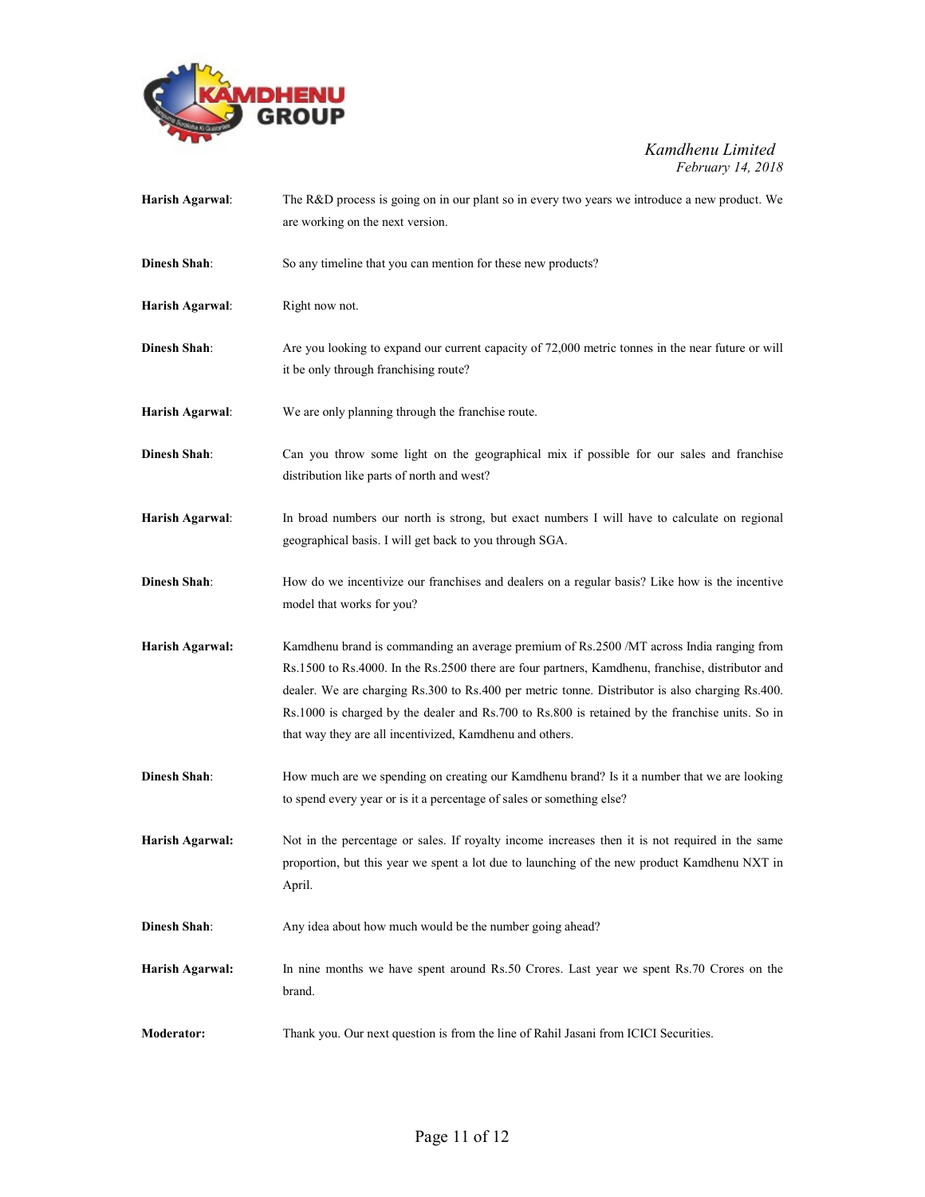**Harish Agarwal**: The R&D process is going on in our plant so in every two years we introduce a new product. We are working on the next version.

**Dinesh Shah**: So any timeline that you can mention for these new products?

**Harish Agarwal**: Right now not.

**Dinesh Shah**: Are you looking to expand our current capacity of 72,000 metric tonnes in the near future or will it be only through franchising route?

**Harish Agarwal**: We are only planning through the franchise route.

**Dinesh Shah**: Can you throw some light on the geographical mix if possible for our sales and franchise distribution like parts of north and west?

**Harish Agarwal**: In broad numbers our north is strong, but exact numbers I will have to calculate on regional geographical basis. I will get back to you through SGA.

**Dinesh Shah**: How do we incentivize our franchises and dealers on a regular basis? Like how is the incentive model that works for you?

**Harish Agarwal:** Kamdhenu brand is commanding an average premium of Rs.2500 /MT across India ranging from Rs.1500 to Rs.4000. In the Rs.2500 there are four partners, Kamdhenu, franchise, distributor and dealer. We are charging Rs.300 to Rs.400 per metric tonne. Distributor is also charging Rs.400. Rs.1000 is charged by the dealer and Rs.700 to Rs.800 is retained by the franchise units. So in that way they are all incentivized, Kamdhenu and others.

**Dinesh Shah**: How much are we spending on creating our Kamdhenu brand? Is it a number that we are looking to spend every year or is it a percentage of sales or something else?

**Harish Agarwal:** Not in the percentage or sales. If royalty income increases then it is not required in the same proportion, but this year we spent a lot due to launching of the new product Kamdhenu NXT in April.

**Dinesh Shah**: Any idea about how much would be the number going ahead?

**Harish Agarwal:** In nine months we have spent around Rs.50 Crores. Last year we spent Rs.70 Crores on the brand.

**Moderator:** Thank you. Our next question is from the line of Rahil Jasani from ICICI Securities.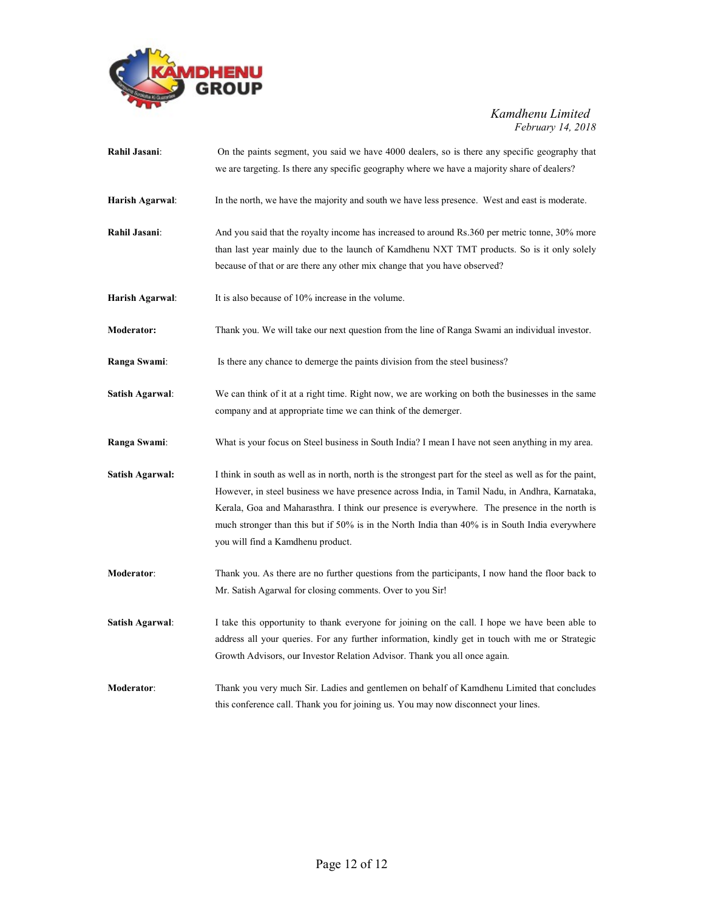**Rahil Jasani**: On the paints segment, you said we have 4000 dealers, so is there any specific geography that we are targeting. Is there any specific geography where we have a majority share of dealers?

**Harish Agarwal**: In the north, we have the majority and south we have less presence. West and east is moderate.

**Rahil Jasani**: And you said that the royalty income has increased to around Rs.360 per metric tonne, 30% more than last year mainly due to the launch of Kamdhenu NXT TMT products. So is it only solely because of that or are there any other mix change that you have observed?

**Harish Agarwal**: It is also because of 10% increase in the volume.

**Moderator:** Thank you. We will take our next question from the line of Ranga Swami an individual investor.

**Ranga Swami**: Is there any chance to demerge the paints division from the steel business?

**Satish Agarwal**: We can think of it at a right time. Right now, we are working on both the businesses in the same company and at appropriate time we can think of the demerger.

**Ranga Swami**: What is your focus on Steel business in South India? I mean I have not seen anything in my area.

**Satish Agarwal:** I think in south as well as in north, north is the strongest part for the steel as well as for the paint, However, in steel business we have presence across India, in Tamil Nadu, in Andhra, Karnataka, Kerala, Goa and Maharasthra. I think our presence is everywhere. The presence in the north is much stronger than this but if 50% is in the North India than 40% is in South India everywhere you will find a Kamdhenu product.

**Moderator**: Thank you. As there are no further questions from the participants, I now hand the floor back to Mr. Satish Agarwal for closing comments. Over to you Sir!

**Satish Agarwal**: I take this opportunity to thank everyone for joining on the call. I hope we have been able to address all your queries. For any further information, kindly get in touch with me or Strategic Growth Advisors, our Investor Relation Advisor. Thank you all once again.

**Moderator**: Thank you very much Sir. Ladies and gentlemen on behalf of Kamdhenu Limited that concludes this conference call. Thank you for joining us. You may now disconnect your lines.